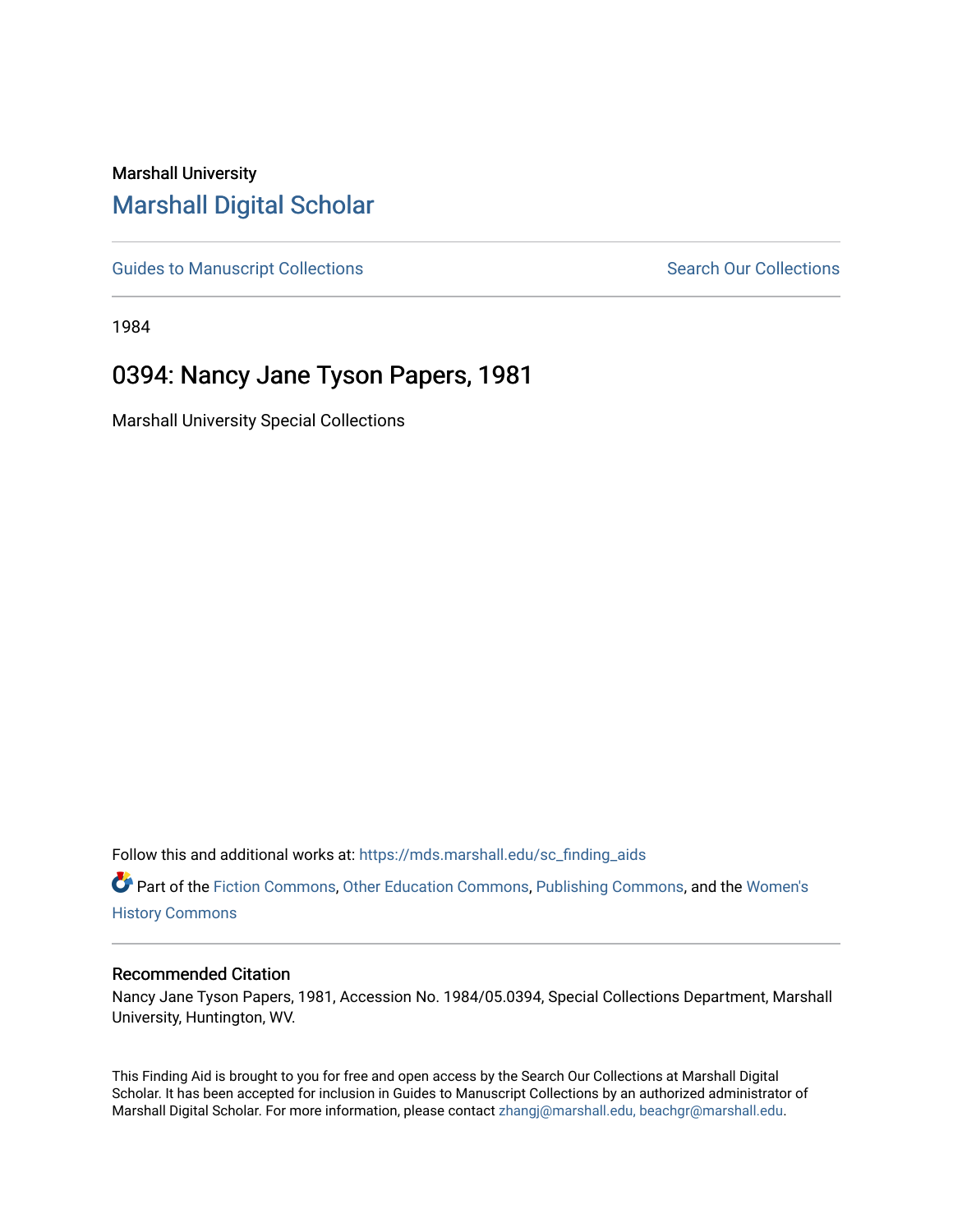Marshall University

# Marshall Digital Scholar

Guides to Manuscript Collections | Search Our Collections

1984

## 0394: Nancy Jane Tyson Papers, 1981

Marshall University Special Collections

Follow this and additional works at: https://mds.marshall.edu/sc_finding_aids

Part of the Fiction Commons, Other Education Commons, Publishing Commons, and the Women's History Commons

### Recommended Citation

Nancy Jane Tyson Papers, 1981, Accession No. 1984/05.0394, Special Collections Department, Marshall University, Huntington, WV.

This Finding Aid is brought to you for free and open access by the Search Our Collections at Marshall Digital Scholar. It has been accepted for inclusion in Guides to Manuscript Collections by an authorized administrator of Marshall Digital Scholar. For more information, please contact zhangj@marshall.edu, beachgr@marshall.edu.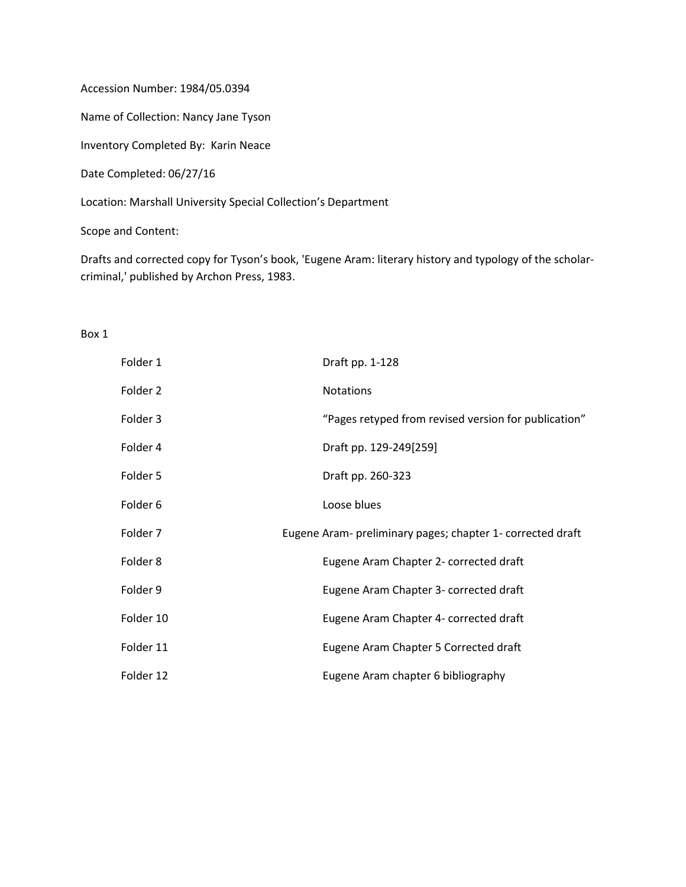Accession Number: 1984/05.0394

Name of Collection: Nancy Jane Tyson

Inventory Completed By: Karin Neace

Date Completed: 06/27/16

Location: Marshall University Special Collection's Department

Scope and Content:

Drafts and corrected copy for Tyson's book, 'Eugene Aram: literary history and typology of the scholar-criminal,' published by Archon Press, 1983.

Box 1

| | |
|---|---|
| Folder 1 | Draft pp. 1-128 |
| Folder 2 | Notations |
| Folder 3 | "Pages retyped from revised version for publication" |
| Folder 4 | Draft pp. 129-249[259] |
| Folder 5 | Draft pp. 260-323 |
| Folder 6 | Loose blues |
| Folder 7 | Eugene Aram- preliminary pages; chapter 1- corrected draft |
| Folder 8 | Eugene Aram Chapter 2- corrected draft |
| Folder 9 | Eugene Aram Chapter 3- corrected draft |
| Folder 10 | Eugene Aram Chapter 4- corrected draft |
| Folder 11 | Eugene Aram Chapter 5 Corrected draft |
| Folder 12 | Eugene Aram chapter 6 bibliography |